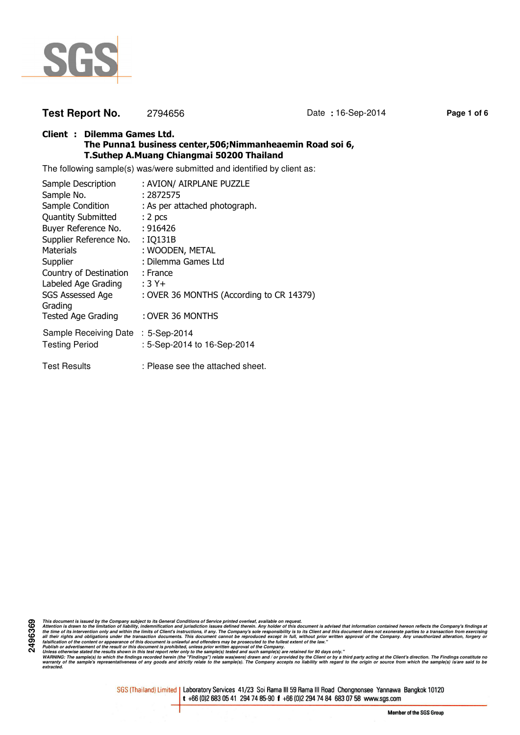SGS

**Test Report No.** 2794656 Date : 16-Sep-2014

**Client : Dilemma Games Ltd.**
**The Punna1 business center,506;Nimmanheaemin Road soi 6,**
**T.Suthep A.Muang Chiangmai 50200 Thailand**

The following sample(s) was/were submitted and identified by client as:

| | |
|---|---|
| Sample Description | : AVION/ AIRPLANE PUZZLE |
| Sample No. | : 2872575 |
| Sample Condition | : As per attached photograph. |
| Quantity Submitted | : 2 pcs |
| Buyer Reference No. | : 916426 |
| Supplier Reference No. | : IQ131B |
| Materials | : WOODEN, METAL |
| Supplier | : Dilemma Games Ltd |
| Country of Destination | : France |
| Labeled Age Grading | : 3 Y+ |
| SGS Assessed Age Grading | : OVER 36 MONTHS (According to CR 14379) |
| Tested Age Grading | : OVER 36 MONTHS |
| Sample Receiving Date | : 5-Sep-2014 |
| Testing Period | : 5-Sep-2014 to 16-Sep-2014 |
| Test Results | : Please see the attached sheet. |

2496369

*This document is issued by the Company subject to its General Conditions of Service printed overleaf, available on request. Attention is drawn to the limitation of liability, indemnification and jurisdiction issues defined therein. Any holder of this document is advised that information contained hereon reflects the Company's findings at the time of its intervention only and within the limits of Client's instructions, if any. The Company's sole responsibility is to its Client and this document does not exonerate parties to a transaction from exercising all their rights and obligations under the transaction documents. This document cannot be reproduced except in full, without prior written approval of the Company. Any unauthorized alteration, forgery or falsification of the content or appearance of this document is unlawful and offenders may be prosecuted to the fullest extent of the law." Publish or advertisement of the result or this document is prohibited, unless prior written approval of the Company. Unless otherwise stated the results shown in this test report refer only to the sample(s) tested and such sample(s) are retained for 90 days only." WARNING: The sample(s) to which the findings recorded herein (the "Findings") relate was(were) drawn and / or provided by the Client or by a third party acting at the Client's direction. The Findings constitute no warranty of the sample's representativeness of any goods and strictly relate to the sample(s). The Company accepts no liability with regard to the origin or source from which the sample(s) is/are said to be extracted.*

SGS (Thailand) Limited | Laboratory Services 41/23 Soi Rama III 59 Rama III Road Chongnonsee Yannawa Bangkok 10120
t +66 (0)2 683 05 41 294 74 85-90 f +66 (0)2 294 74 84 683 07 58 www.sgs.com

Member of the SGS Group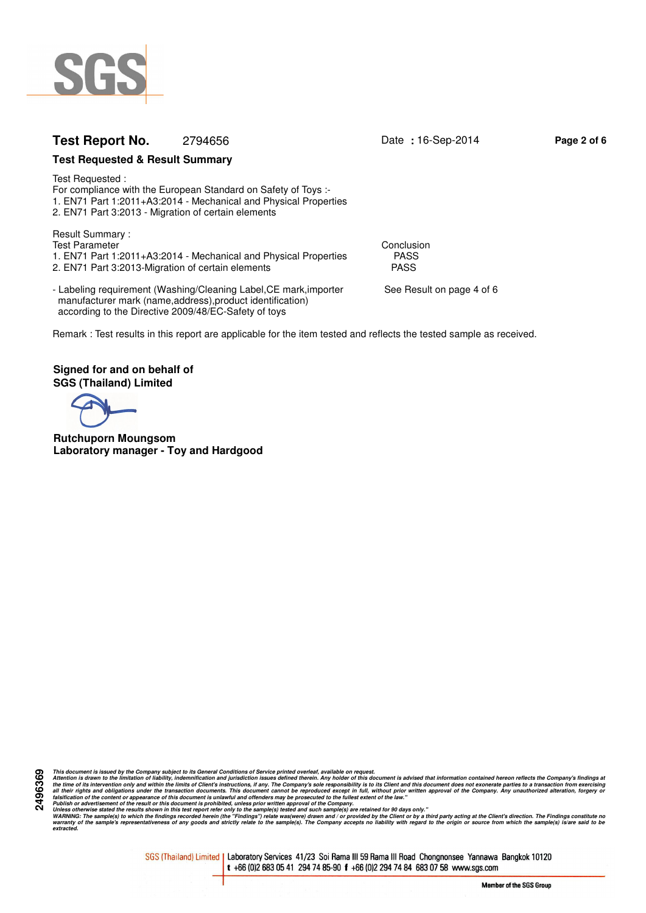**Test Report No.** 2794656 Date : 16-Sep-2014

**Test Requested & Result Summary**

Test Requested :
For compliance with the European Standard on Safety of Toys :-
1. EN71 Part 1:2011+A3:2014 - Mechanical and Physical Properties
2. EN71 Part 3:2013 - Migration of certain elements

Result Summary :

| Test Parameter | Conclusion |
|---|---|
| 1. EN71 Part 1:2011+A3:2014 - Mechanical and Physical Properties | PASS |
| 2. EN71 Part 3:2013-Migration of certain elements | PASS |
| - Labeling requirement (Washing/Cleaning Label,CE mark,importer manufacturer mark (name,address),product identification) according to the Directive 2009/48/EC-Safety of toys | See Result on page 4 of 6 |

Remark : Test results in this report are applicable for the item tested and reflects the tested sample as received.

**Signed for and on behalf of**
**SGS (Thailand) Limited**

**Rutchuporn Moungsom**
**Laboratory manager - Toy and Hardgood**

2496369

*This document is issued by the Company subject to its General Conditions of Service printed overleaf, available on request.*
*Attention is drawn to the limitation of liability, indemnification and jurisdiction issues defined therein. Any holder of this document is advised that information contained hereon reflects the Company's findings at the time of its intervention only and within the limits of Client's instructions, if any. The Company's sole responsibility is to its Client and this document does not exonerate parties to a transaction from exercising all their rights and obligations under the transaction documents. This document cannot be reproduced except in full, without prior written approval of the Company. Any unauthorized alteration, forgery or falsification of the content or appearance of this document is unlawful and offenders may be prosecuted to the fullest extent of the law."*
*Publish or advertisement of the result or this document is prohibited, unless prior written approval of the Company.*
*Unless otherwise stated the results shown in this test report refer only to the sample(s) tested and such sample(s) are retained for 90 days only."*
*WARNING: The sample(s) to which the findings recorded herein (the "Findings") relate was(were) drawn and / or provided by the Client or by a third party acting at the Client's direction. The Findings constitute no warranty of the sample's representativeness of any goods and strictly relate to the sample(s). The Company accepts no liability with regard to the origin or source from which the sample(s) is/are said to be extracted.*

SGS (Thailand) Limited | Laboratory Services 41/23 Soi Rama III 59 Rama III Road Chongnonsee Yannawa Bangkok 10120
t +66 (0)2 683 05 41 294 74 85-90 f +66 (0)2 294 74 84 683 07 58 www.sgs.com

Member of the SGS Group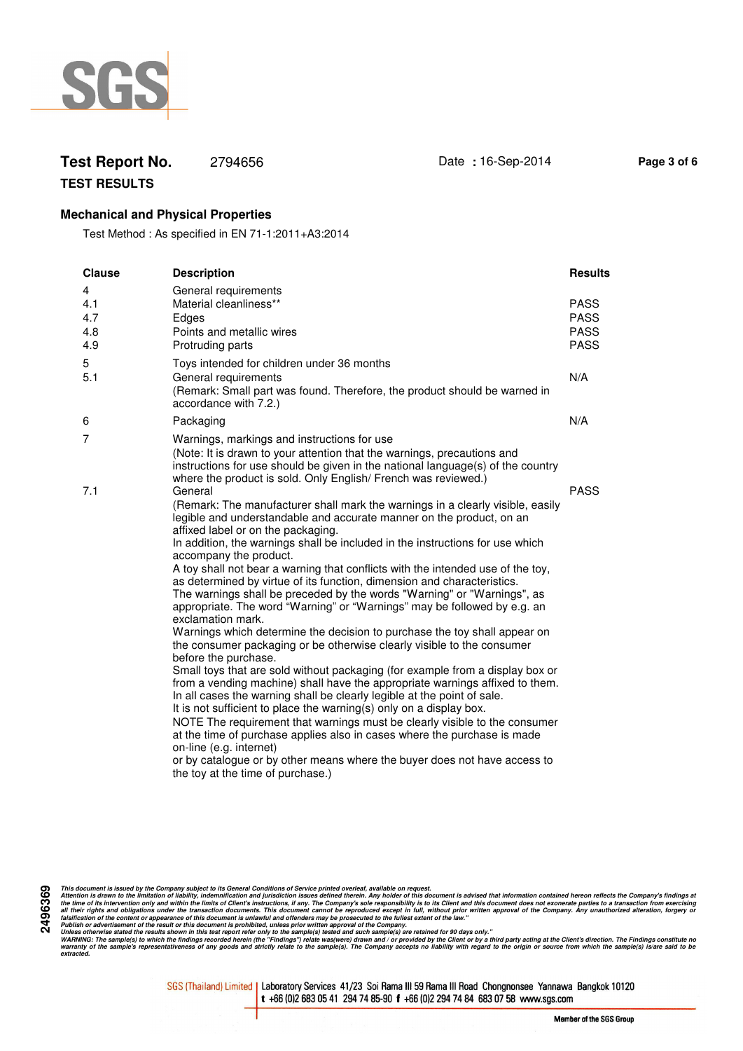**Test Report No.** 2794656 Date : 16-Sep-2014

**TEST RESULTS**

## Mechanical and Physical Properties

Test Method : As specified in EN 71-1:2011+A3:2014

| Clause | Description | Results |
|---|---|---|
| 4 | General requirements | |
| 4.1 | Material cleanliness** | PASS |
| 4.7 | Edges | PASS |
| 4.8 | Points and metallic wires | PASS |
| 4.9 | Protruding parts | PASS |
| 5 | Toys intended for children under 36 months | |
| 5.1 | General requirements<br>(Remark: Small part was found. Therefore, the product should be warned in accordance with 7.2.) | N/A |
| 6 | Packaging | N/A |
| 7 | Warnings, markings and instructions for use<br>(Note: It is drawn to your attention that the warnings, precautions and instructions for use should be given in the national language(s) of the country where the product is sold. Only English/ French was reviewed.) | |
| 7.1 | General<br>(Remark: The manufacturer shall mark the warnings in a clearly visible, easily legible and understandable and accurate manner on the product, on an affixed label or on the packaging.<br>In addition, the warnings shall be included in the instructions for use which accompany the product.<br>A toy shall not bear a warning that conflicts with the intended use of the toy, as determined by virtue of its function, dimension and characteristics.<br>The warnings shall be preceded by the words "Warning" or "Warnings", as appropriate. The word "Warning" or "Warnings" may be followed by e.g. an exclamation mark.<br>Warnings which determine the decision to purchase the toy shall appear on the consumer packaging or be otherwise clearly visible to the consumer before the purchase.<br>Small toys that are sold without packaging (for example from a display box or from a vending machine) shall have the appropriate warnings affixed to them. In all cases the warning shall be clearly legible at the point of sale.<br>It is not sufficient to place the warning(s) only on a display box.<br>NOTE The requirement that warnings must be clearly visible to the consumer at the time of purchase applies also in cases where the purchase is made on-line (e.g. internet)<br>or by catalogue or by other means where the buyer does not have access to the toy at the time of purchase.) | PASS |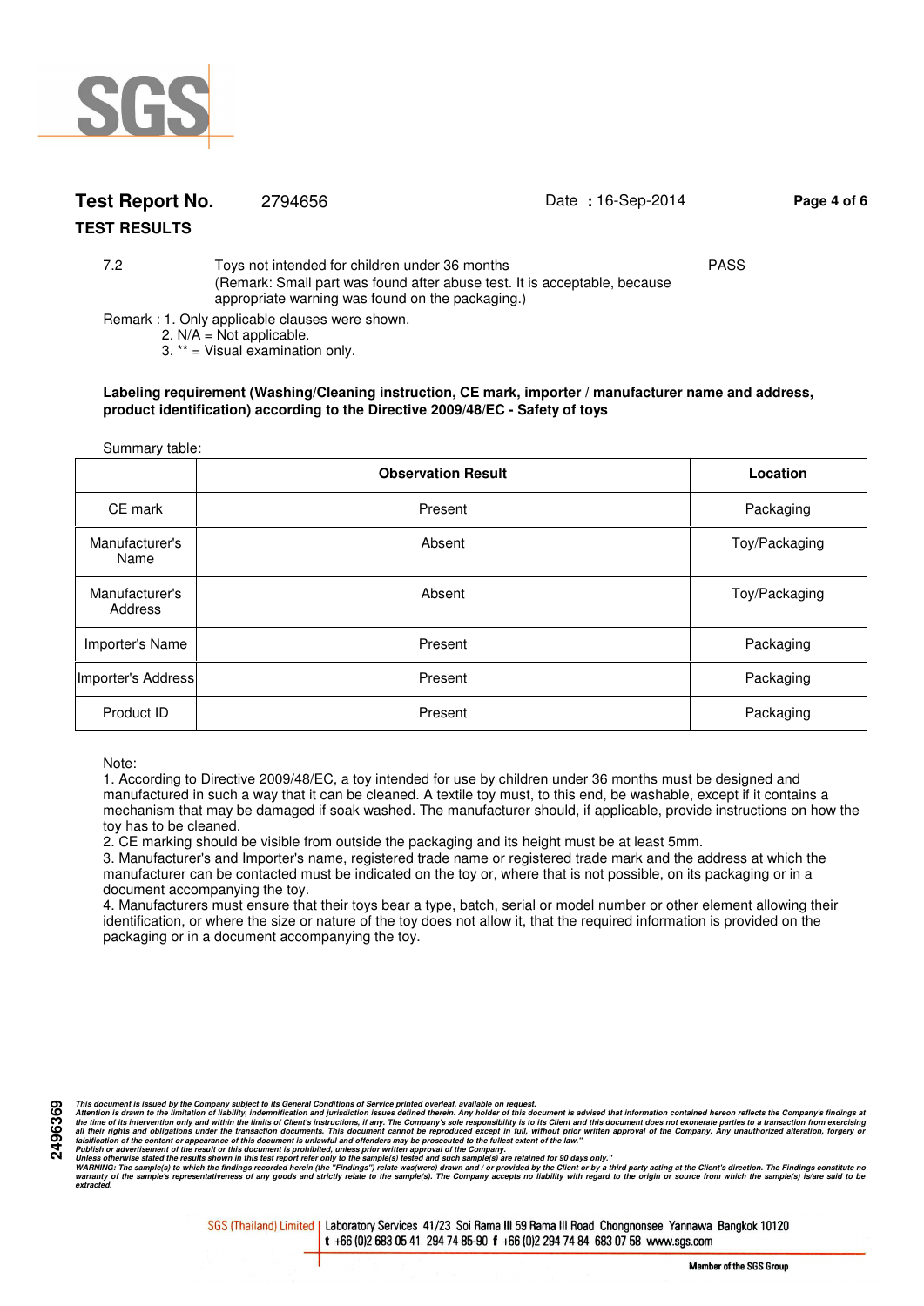**Test Report No.** 2794656 Date : 16-Sep-2014

**TEST RESULTS**

| | | |
|---|---|---|
| 7.2 | Toys not intended for children under 36 months (Remark: Small part was found after abuse test. It is acceptable, because appropriate warning was found on the packaging.) | PASS |

Remark : 1. Only applicable clauses were shown.
2. N/A = Not applicable.
3. ** = Visual examination only.

**Labeling requirement (Washing/Cleaning instruction, CE mark, importer / manufacturer name and address, product identification) according to the Directive 2009/48/EC - Safety of toys**

Summary table:

| | Observation Result | Location |
|---|---|---|
| CE mark | Present | Packaging |
| Manufacturer's Name | Absent | Toy/Packaging |
| Manufacturer's Address | Absent | Toy/Packaging |
| Importer's Name | Present | Packaging |
| Importer's Address | Present | Packaging |
| Product ID | Present | Packaging |

Note:
1. According to Directive 2009/48/EC, a toy intended for use by children under 36 months must be designed and manufactured in such a way that it can be cleaned. A textile toy must, to this end, be washable, except if it contains a mechanism that may be damaged if soak washed. The manufacturer should, if applicable, provide instructions on how the toy has to be cleaned.
2. CE marking should be visible from outside the packaging and its height must be at least 5mm.
3. Manufacturer's and Importer's name, registered trade name or registered trade mark and the address at which the manufacturer can be contacted must be indicated on the toy or, where that is not possible, on its packaging or in a document accompanying the toy.
4. Manufacturers must ensure that their toys bear a type, batch, serial or model number or other element allowing their identification, or where the size or nature of the toy does not allow it, that the required information is provided on the packaging or in a document accompanying the toy.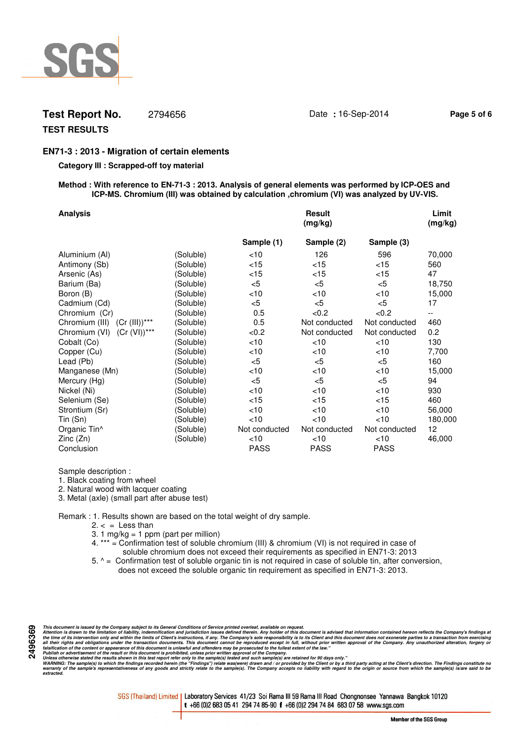**Test Report No.** 2794656 Date : 16-Sep-2014

**TEST RESULTS**

## EN71-3 : 2013 - Migration of certain elements

**Category III : Scrapped-off toy material**

**Method : With reference to EN-71-3 : 2013. Analysis of general elements was performed by ICP-OES and ICP-MS. Chromium (III) was obtained by calculation ,chromium (VI) was analyzed by UV-VIS.**

| Analysis | | Result (mg/kg) | | | Limit (mg/kg) |
|---|---|---|---|---|---|
| | | Sample (1) | Sample (2) | Sample (3) | |
| Aluminium (Al) | (Soluble) | <10 | 126 | 596 | 70,000 |
| Antimony (Sb) | (Soluble) | <15 | <15 | <15 | 560 |
| Arsenic (As) | (Soluble) | <15 | <15 | <15 | 47 |
| Barium (Ba) | (Soluble) | <5 | <5 | <5 | 18,750 |
| Boron (B) | (Soluble) | <10 | <10 | <10 | 15,000 |
| Cadmium (Cd) | (Soluble) | <5 | <5 | <5 | 17 |
| Chromium (Cr) | (Soluble) | 0.5 | <0.2 | <0.2 | -- |
| Chromium (III) (Cr (III))*** | (Soluble) | 0.5 | Not conducted | Not conducted | 460 |
| Chromium (VI) (Cr (VI))*** | (Soluble) | <0.2 | Not conducted | Not conducted | 0.2 |
| Cobalt (Co) | (Soluble) | <10 | <10 | <10 | 130 |
| Copper (Cu) | (Soluble) | <10 | <10 | <10 | 7,700 |
| Lead (Pb) | (Soluble) | <5 | <5 | <5 | 160 |
| Manganese (Mn) | (Soluble) | <10 | <10 | <10 | 15,000 |
| Mercury (Hg) | (Soluble) | <5 | <5 | <5 | 94 |
| Nickel (Ni) | (Soluble) | <10 | <10 | <10 | 930 |
| Selenium (Se) | (Soluble) | <15 | <15 | <15 | 460 |
| Strontium (Sr) | (Soluble) | <10 | <10 | <10 | 56,000 |
| Tin (Sn) | (Soluble) | <10 | <10 | <10 | 180,000 |
| Organic Tin^ | (Soluble) | Not conducted | Not conducted | Not conducted | 12 |
| Zinc (Zn) | (Soluble) | <10 | <10 | <10 | 46,000 |
| Conclusion | | PASS | PASS | PASS | |

Sample description :
1. Black coating from wheel
2. Natural wood with lacquer coating
3. Metal (axle) (small part after abuse test)

Remark : 1. Results shown are based on the total weight of dry sample.
2. < = Less than
3. 1 mg/kg = 1 ppm (part per million)
4. *** = Confirmation test of soluble chromium (III) & chromium (VI) is not required in case of soluble chromium does not exceed their requirements as specified in EN71-3: 2013
5. ^ = Confirmation test of soluble organic tin is not required in case of soluble tin, after conversion, does not exceed the soluble organic tin requirement as specified in EN71-3: 2013.

*This document is issued by the Company subject to its General Conditions of Service printed overleaf, available on request. Attention is drawn to the limitation of liability, indemnification and jurisdiction issues defined therein. Any holder of this document is advised that information contained hereon reflects the Company's findings at the time of its intervention only and within the limits of Client's instructions, if any. The Company's sole responsibility is to its Client and this document does not exonerate parties to a transaction from exercising all their rights and obligations under the transaction documents. This document cannot be reproduced except in full, without prior written approval of the Company. Any unauthorized alteration, forgery or falsification of the content or appearance of this document is unlawful and offenders may be prosecuted to the fullest extent of the law." Publish or advertisement of the result or this document is prohibited, unless prior written approval of the Company. Unless otherwise stated the results shown in this test report refer only to the sample(s) tested and such sample(s) are retained for 90 days only." WARNING: The sample(s) to which the findings recorded herein (the "Findings") relate was(were) drawn and / or provided by the Client or by a third party acting at the Client's direction. The Findings constitute no warranty of the sample's representativeness of any goods and strictly relate to the sample(s). The Company accepts no liability with regard to the origin or source from which the sample(s) is/are said to be extracted.*

SGS (Thailand) Limited | Laboratory Services 41/23 Soi Rama III 59 Rama III Road Chongnonsee Yannawa Bangkok 10120
t +66 (0)2 683 05 41 294 74 85-90 f +66 (0)2 294 74 84 683 07 58 www.sgs.com

Member of the SGS Group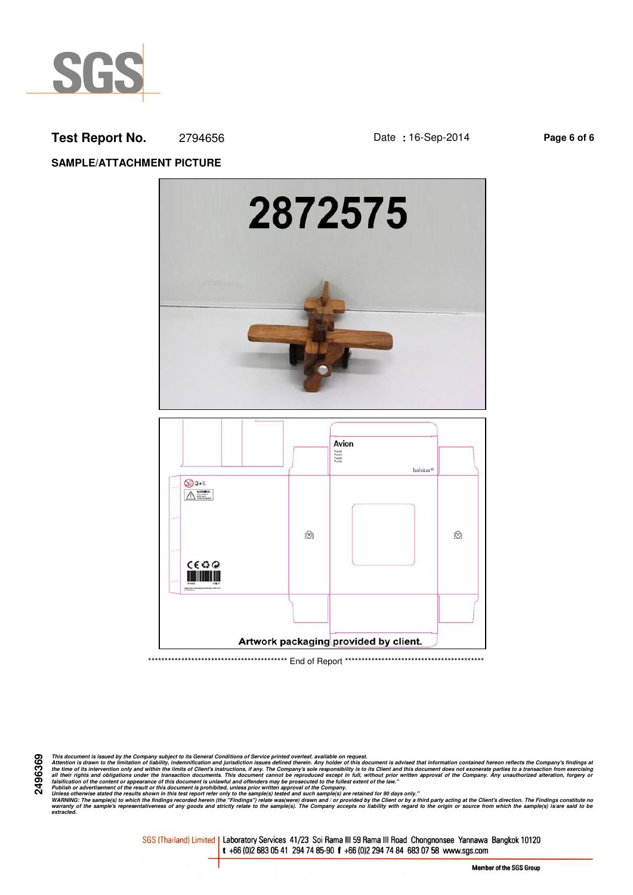**Test Report No.** 2794656 Date : 16-Sep-2014

**SAMPLE/ATTACHMENT PICTURE**

2872575

Avion

habitat

Artwork packaging provided by client.

\*\*\*\*\*\*\*\*\*\*\*\*\*\*\*\*\*\*\*\*\*\*\*\*\*\*\*\*\*\*\*\*\*\*\*\*\*\*\*\*\*\*\*\*\* End of Report \*\*\*\*\*\*\*\*\*\*\*\*\*\*\*\*\*\*\*\*\*\*\*\*\*\*\*\*\*\*\*\*\*\*\*\*\*\*\*\*\*\*\*\*\*

*This document is issued by the Company subject to its General Conditions of Service printed overleaf, available on request.*
*Attention is drawn to the limitation of liability, indemnification and jurisdiction issues defined therein. Any holder of this document is advised that information contained hereon reflects the Company's findings at the time of its intervention only and within the limits of Client's instructions, if any. The Company's sole responsibility is to its Client and this document does not exonerate parties to a transaction from exercising all their rights and obligations under the transaction documents. This document cannot be reproduced except in full, without prior written approval of the Company. Any unauthorized alteration, forgery or falsification of the content or appearance of this document is unlawful and offenders may be prosecuted to the fullest extent of the law."*
*Publish or advertisement of the result or this document is prohibited, unless prior written approval of the Company.*
*Unless otherwise stated the results shown in this test report refer only to the sample(s) tested and such sample(s) are retained for 90 days only."*
*WARNING: The sample(s) to which the findings recorded herein (the "Findings") relate was(were) drawn and / or provided by the Client or by a third party acting at the Client's direction. The Findings constitute no warranty of the sample's representativeness of any goods and strictly relate to the sample(s). The Company accepts no liability with regard to the origin or source from which the sample(s) is/are said to be extracted.*

2496369

SGS (Thailand) Limited | Laboratory Services 41/23 Soi Rama III 59 Rama III Road Chongnonsee Yannawa Bangkok 10120
t +66 (0)2 683 05 41 294 74 85-90 f +66 (0)2 294 74 84 683 07 58 www.sgs.com

Member of the SGS Group